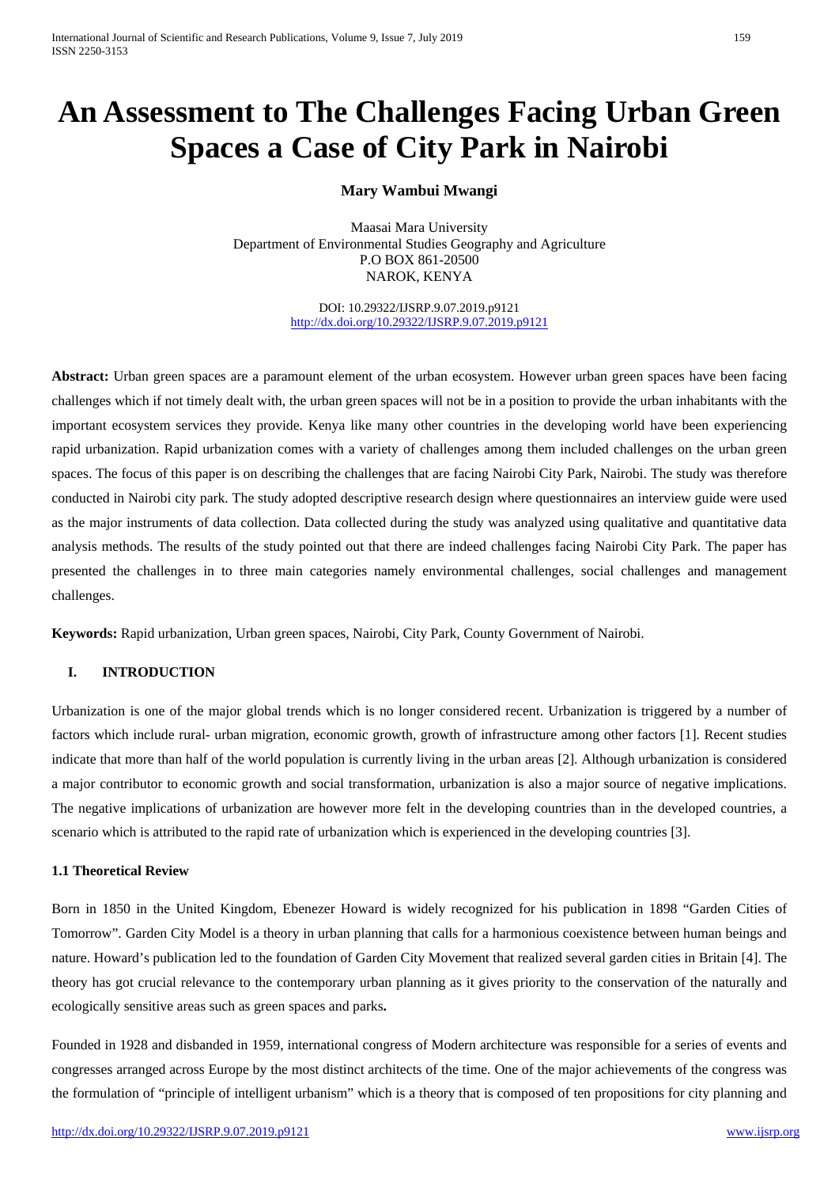# An Assessment to The Challenges Facing Urban Green Spaces a Case of City Park in Nairobi

**Mary Wambui Mwangi**

Maasai Mara University
Department of Environmental Studies Geography and Agriculture
P.O BOX 861-20500
NAROK, KENYA

DOI: 10.29322/IJSRP.9.07.2019.p9121
http://dx.doi.org/10.29322/IJSRP.9.07.2019.p9121

**Abstract:** Urban green spaces are a paramount element of the urban ecosystem. However urban green spaces have been facing challenges which if not timely dealt with, the urban green spaces will not be in a position to provide the urban inhabitants with the important ecosystem services they provide. Kenya like many other countries in the developing world have been experiencing rapid urbanization. Rapid urbanization comes with a variety of challenges among them included challenges on the urban green spaces. The focus of this paper is on describing the challenges that are facing Nairobi City Park, Nairobi. The study was therefore conducted in Nairobi city park. The study adopted descriptive research design where questionnaires an interview guide were used as the major instruments of data collection. Data collected during the study was analyzed using qualitative and quantitative data analysis methods. The results of the study pointed out that there are indeed challenges facing Nairobi City Park. The paper has presented the challenges in to three main categories namely environmental challenges, social challenges and management challenges.

**Keywords:** Rapid urbanization, Urban green spaces, Nairobi, City Park, County Government of Nairobi.

## I. INTRODUCTION

Urbanization is one of the major global trends which is no longer considered recent. Urbanization is triggered by a number of factors which include rural- urban migration, economic growth, growth of infrastructure among other factors [1]. Recent studies indicate that more than half of the world population is currently living in the urban areas [2]. Although urbanization is considered a major contributor to economic growth and social transformation, urbanization is also a major source of negative implications. The negative implications of urbanization are however more felt in the developing countries than in the developed countries, a scenario which is attributed to the rapid rate of urbanization which is experienced in the developing countries [3].

### 1.1 Theoretical Review

Born in 1850 in the United Kingdom, Ebenezer Howard is widely recognized for his publication in 1898 "Garden Cities of Tomorrow". Garden City Model is a theory in urban planning that calls for a harmonious coexistence between human beings and nature. Howard's publication led to the foundation of Garden City Movement that realized several garden cities in Britain [4]. The theory has got crucial relevance to the contemporary urban planning as it gives priority to the conservation of the naturally and ecologically sensitive areas such as green spaces and parks**.**

Founded in 1928 and disbanded in 1959, international congress of Modern architecture was responsible for a series of events and congresses arranged across Europe by the most distinct architects of the time. One of the major achievements of the congress was the formulation of "principle of intelligent urbanism" which is a theory that is composed of ten propositions for city planning and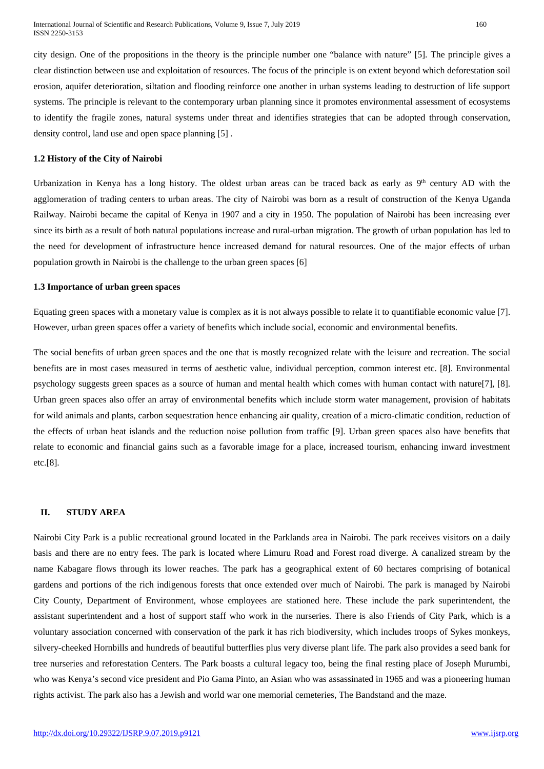city design. One of the propositions in the theory is the principle number one "balance with nature" [5]. The principle gives a clear distinction between use and exploitation of resources. The focus of the principle is on extent beyond which deforestation soil erosion, aquifer deterioration, siltation and flooding reinforce one another in urban systems leading to destruction of life support systems. The principle is relevant to the contemporary urban planning since it promotes environmental assessment of ecosystems to identify the fragile zones, natural systems under threat and identifies strategies that can be adopted through conservation, density control, land use and open space planning [5] .

### 1.2 History of the City of Nairobi

Urbanization in Kenya has a long history. The oldest urban areas can be traced back as early as 9th century AD with the agglomeration of trading centers to urban areas. The city of Nairobi was born as a result of construction of the Kenya Uganda Railway. Nairobi became the capital of Kenya in 1907 and a city in 1950. The population of Nairobi has been increasing ever since its birth as a result of both natural populations increase and rural-urban migration. The growth of urban population has led to the need for development of infrastructure hence increased demand for natural resources. One of the major effects of urban population growth in Nairobi is the challenge to the urban green spaces [6]

### 1.3 Importance of urban green spaces

Equating green spaces with a monetary value is complex as it is not always possible to relate it to quantifiable economic value [7]. However, urban green spaces offer a variety of benefits which include social, economic and environmental benefits.

The social benefits of urban green spaces and the one that is mostly recognized relate with the leisure and recreation. The social benefits are in most cases measured in terms of aesthetic value, individual perception, common interest etc. [8]. Environmental psychology suggests green spaces as a source of human and mental health which comes with human contact with nature[7], [8]. Urban green spaces also offer an array of environmental benefits which include storm water management, provision of habitats for wild animals and plants, carbon sequestration hence enhancing air quality, creation of a micro-climatic condition, reduction of the effects of urban heat islands and the reduction noise pollution from traffic [9]. Urban green spaces also have benefits that relate to economic and financial gains such as a favorable image for a place, increased tourism, enhancing inward investment etc.[8].

## II. STUDY AREA

Nairobi City Park is a public recreational ground located in the Parklands area in Nairobi. The park receives visitors on a daily basis and there are no entry fees. The park is located where Limuru Road and Forest road diverge. A canalized stream by the name Kabagare flows through its lower reaches. The park has a geographical extent of 60 hectares comprising of botanical gardens and portions of the rich indigenous forests that once extended over much of Nairobi. The park is managed by Nairobi City County, Department of Environment, whose employees are stationed here. These include the park superintendent, the assistant superintendent and a host of support staff who work in the nurseries. There is also Friends of City Park, which is a voluntary association concerned with conservation of the park it has rich biodiversity, which includes troops of Sykes monkeys, silvery-cheeked Hornbills and hundreds of beautiful butterflies plus very diverse plant life. The park also provides a seed bank for tree nurseries and reforestation Centers. The Park boasts a cultural legacy too, being the final resting place of Joseph Murumbi, who was Kenya's second vice president and Pio Gama Pinto, an Asian who was assassinated in 1965 and was a pioneering human rights activist. The park also has a Jewish and world war one memorial cemeteries, The Bandstand and the maze.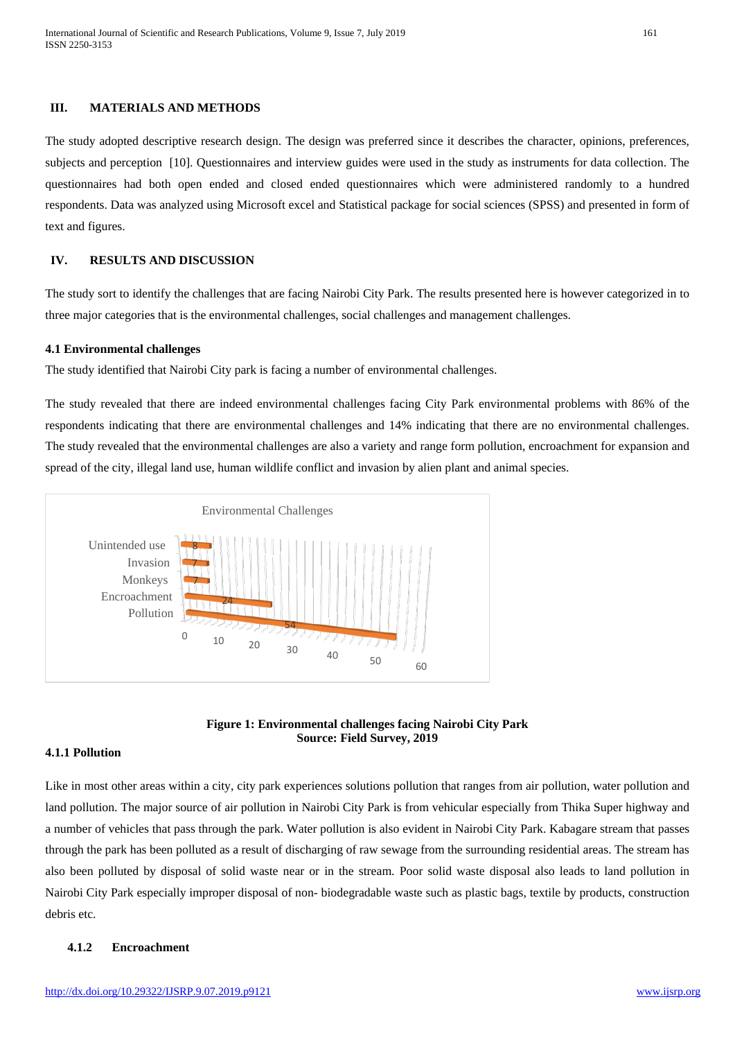### III. MATERIALS AND METHODS

The study adopted descriptive research design. The design was preferred since it describes the character, opinions, preferences, subjects and perception [10]. Questionnaires and interview guides were used in the study as instruments for data collection. The questionnaires had both open ended and closed ended questionnaires which were administered randomly to a hundred respondents. Data was analyzed using Microsoft excel and Statistical package for social sciences (SPSS) and presented in form of text and figures.

### IV. RESULTS AND DISCUSSION

The study sort to identify the challenges that are facing Nairobi City Park. The results presented here is however categorized in to three major categories that is the environmental challenges, social challenges and management challenges.

#### 4.1 Environmental challenges

The study identified that Nairobi City park is facing a number of environmental challenges.

The study revealed that there are indeed environmental challenges facing City Park environmental problems with 86% of the respondents indicating that there are environmental challenges and 14% indicating that there are no environmental challenges. The study revealed that the environmental challenges are also a variety and range form pollution, encroachment for expansion and spread of the city, illegal land use, human wildlife conflict and invasion by alien plant and animal species.

Environmental Challenges

| Challenge | Value |
|---|---|
| Unintended use | 8 |
| Invasion | 7 |
| Monkeys | 7 |
| Encroachment | 24 |
| Pollution | 54 |

**Figure 1: Environmental challenges facing Nairobi City Park**
**Source: Field Survey, 2019**

#### 4.1.1 Pollution

Like in most other areas within a city, city park experiences solutions pollution that ranges from air pollution, water pollution and land pollution. The major source of air pollution in Nairobi City Park is from vehicular especially from Thika Super highway and a number of vehicles that pass through the park. Water pollution is also evident in Nairobi City Park. Kabagare stream that passes through the park has been polluted as a result of discharging of raw sewage from the surrounding residential areas. The stream has also been polluted by disposal of solid waste near or in the stream. Poor solid waste disposal also leads to land pollution in Nairobi City Park especially improper disposal of non- biodegradable waste such as plastic bags, textile by products, construction debris etc.

#### 4.1.2 Encroachment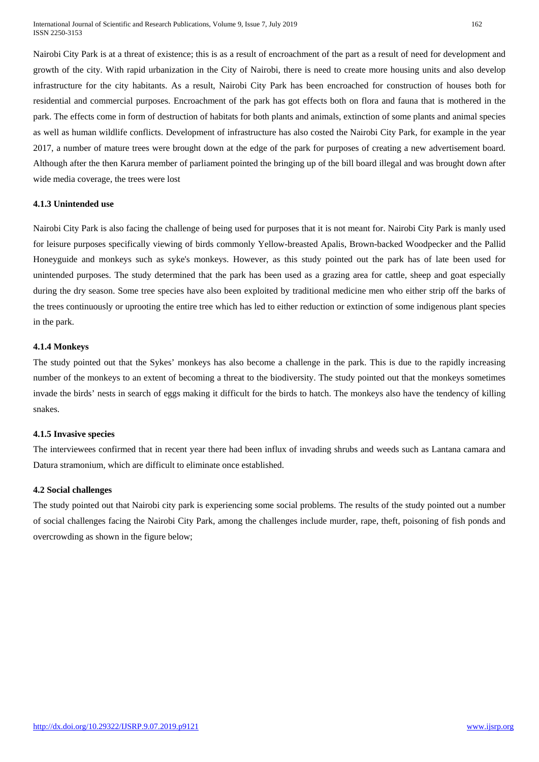Nairobi City Park is at a threat of existence; this is as a result of encroachment of the part as a result of need for development and growth of the city. With rapid urbanization in the City of Nairobi, there is need to create more housing units and also develop infrastructure for the city habitants. As a result, Nairobi City Park has been encroached for construction of houses both for residential and commercial purposes. Encroachment of the park has got effects both on flora and fauna that is mothered in the park. The effects come in form of destruction of habitats for both plants and animals, extinction of some plants and animal species as well as human wildlife conflicts. Development of infrastructure has also costed the Nairobi City Park, for example in the year 2017, a number of mature trees were brought down at the edge of the park for purposes of creating a new advertisement board. Although after the then Karura member of parliament pointed the bringing up of the bill board illegal and was brought down after wide media coverage, the trees were lost

#### 4.1.3 Unintended use

Nairobi City Park is also facing the challenge of being used for purposes that it is not meant for. Nairobi City Park is manly used for leisure purposes specifically viewing of birds commonly Yellow-breasted Apalis, Brown-backed Woodpecker and the Pallid Honeyguide and monkeys such as syke's monkeys. However, as this study pointed out the park has of late been used for unintended purposes. The study determined that the park has been used as a grazing area for cattle, sheep and goat especially during the dry season. Some tree species have also been exploited by traditional medicine men who either strip off the barks of the trees continuously or uprooting the entire tree which has led to either reduction or extinction of some indigenous plant species in the park.

#### 4.1.4 Monkeys

The study pointed out that the Sykes' monkeys has also become a challenge in the park. This is due to the rapidly increasing number of the monkeys to an extent of becoming a threat to the biodiversity. The study pointed out that the monkeys sometimes invade the birds' nests in search of eggs making it difficult for the birds to hatch. The monkeys also have the tendency of killing snakes.

#### 4.1.5 Invasive species

The interviewees confirmed that in recent year there had been influx of invading shrubs and weeds such as Lantana camara and Datura stramonium, which are difficult to eliminate once established.

### 4.2 Social challenges

The study pointed out that Nairobi city park is experiencing some social problems. The results of the study pointed out a number of social challenges facing the Nairobi City Park, among the challenges include murder, rape, theft, poisoning of fish ponds and overcrowding as shown in the figure below;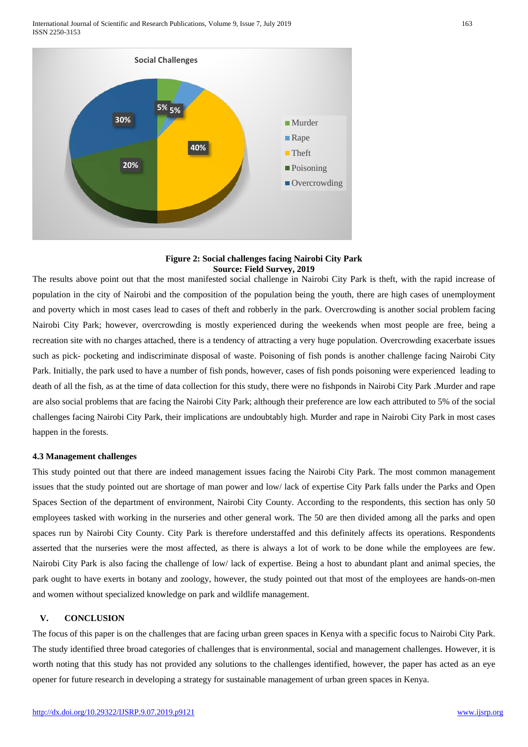**Figure 2: Social challenges facing Nairobi City Park**
**Source: Field Survey, 2019**

The results above point out that the most manifested social challenge in Nairobi City Park is theft, with the rapid increase of population in the city of Nairobi and the composition of the population being the youth, there are high cases of unemployment and poverty which in most cases lead to cases of theft and robberly in the park. Overcrowding is another social problem facing Nairobi City Park; however, overcrowding is mostly experienced during the weekends when most people are free, being a recreation site with no charges attached, there is a tendency of attracting a very huge population. Overcrowding exacerbate issues such as pick- pocketing and indiscriminate disposal of waste. Poisoning of fish ponds is another challenge facing Nairobi City Park. Initially, the park used to have a number of fish ponds, however, cases of fish ponds poisoning were experienced leading to death of all the fish, as at the time of data collection for this study, there were no fishponds in Nairobi City Park .Murder and rape are also social problems that are facing the Nairobi City Park; although their preference are low each attributed to 5% of the social challenges facing Nairobi City Park, their implications are undoubtably high. Murder and rape in Nairobi City Park in most cases happen in the forests.

### 4.3 Management challenges

This study pointed out that there are indeed management issues facing the Nairobi City Park. The most common management issues that the study pointed out are shortage of man power and low/ lack of expertise City Park falls under the Parks and Open Spaces Section of the department of environment, Nairobi City County. According to the respondents, this section has only 50 employees tasked with working in the nurseries and other general work. The 50 are then divided among all the parks and open spaces run by Nairobi City County. City Park is therefore understaffed and this definitely affects its operations. Respondents asserted that the nurseries were the most affected, as there is always a lot of work to be done while the employees are few. Nairobi City Park is also facing the challenge of low/ lack of expertise. Being a host to abundant plant and animal species, the park ought to have exerts in botany and zoology, however, the study pointed out that most of the employees are hands-on-men and women without specialized knowledge on park and wildlife management.

## V. CONCLUSION

The focus of this paper is on the challenges that are facing urban green spaces in Kenya with a specific focus to Nairobi City Park. The study identified three broad categories of challenges that is environmental, social and management challenges. However, it is worth noting that this study has not provided any solutions to the challenges identified, however, the paper has acted as an eye opener for future research in developing a strategy for sustainable management of urban green spaces in Kenya.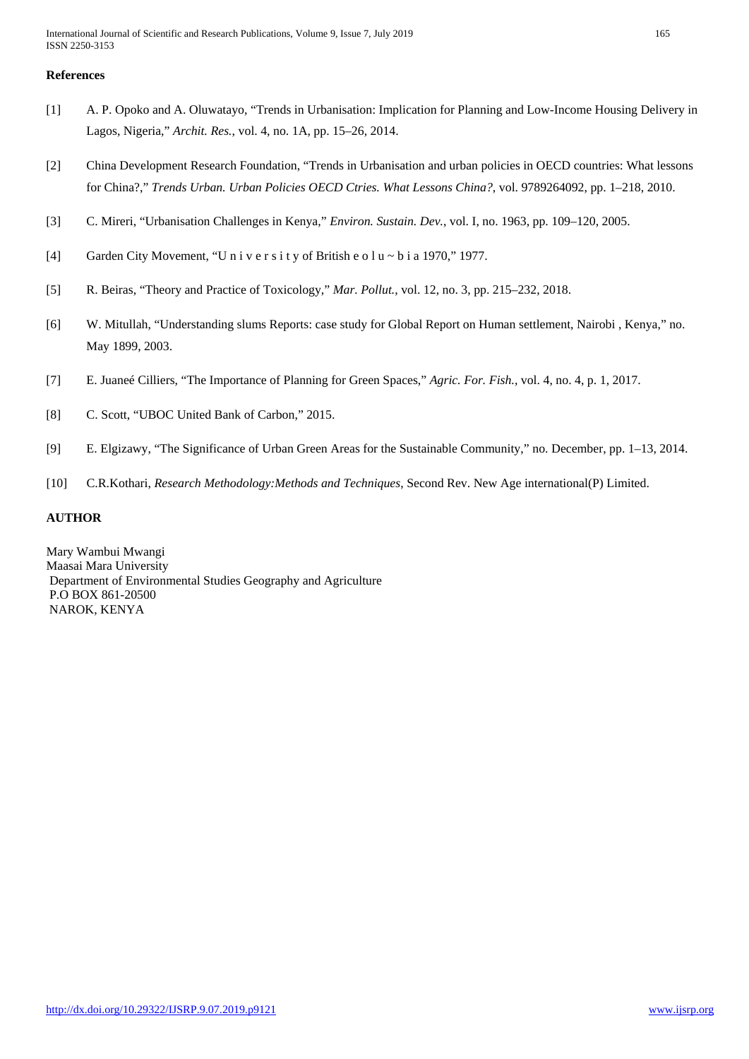**References**

[1] A. P. Opoko and A. Oluwatayo, "Trends in Urbanisation: Implication for Planning and Low-Income Housing Delivery in Lagos, Nigeria," *Archit. Res.*, vol. 4, no. 1A, pp. 15–26, 2014.

[2] China Development Research Foundation, "Trends in Urbanisation and urban policies in OECD countries: What lessons for China?," *Trends Urban. Urban Policies OECD Ctries. What Lessons China?*, vol. 9789264092, pp. 1–218, 2010.

[3] C. Mireri, "Urbanisation Challenges in Kenya," *Environ. Sustain. Dev.*, vol. I, no. 1963, pp. 109–120, 2005.

[4] Garden City Movement, "U n i v e r s i t y of British e o l u ~ b i a 1970," 1977.

[5] R. Beiras, "Theory and Practice of Toxicology," *Mar. Pollut.*, vol. 12, no. 3, pp. 215–232, 2018.

[6] W. Mitullah, "Understanding slums Reports: case study for Global Report on Human settlement, Nairobi , Kenya," no. May 1899, 2003.

[7] E. Juaneé Cilliers, "The Importance of Planning for Green Spaces," *Agric. For. Fish.*, vol. 4, no. 4, p. 1, 2017.

[8] C. Scott, "UBOC United Bank of Carbon," 2015.

[9] E. Elgizawy, "The Significance of Urban Green Areas for the Sustainable Community," no. December, pp. 1–13, 2014.

[10] C.R.Kothari, *Research Methodology:Methods and Techniques*, Second Rev. New Age international(P) Limited.

**AUTHOR**

Mary Wambui Mwangi
Maasai Mara University
Department of Environmental Studies Geography and Agriculture
P.O BOX 861-20500
NAROK, KENYA